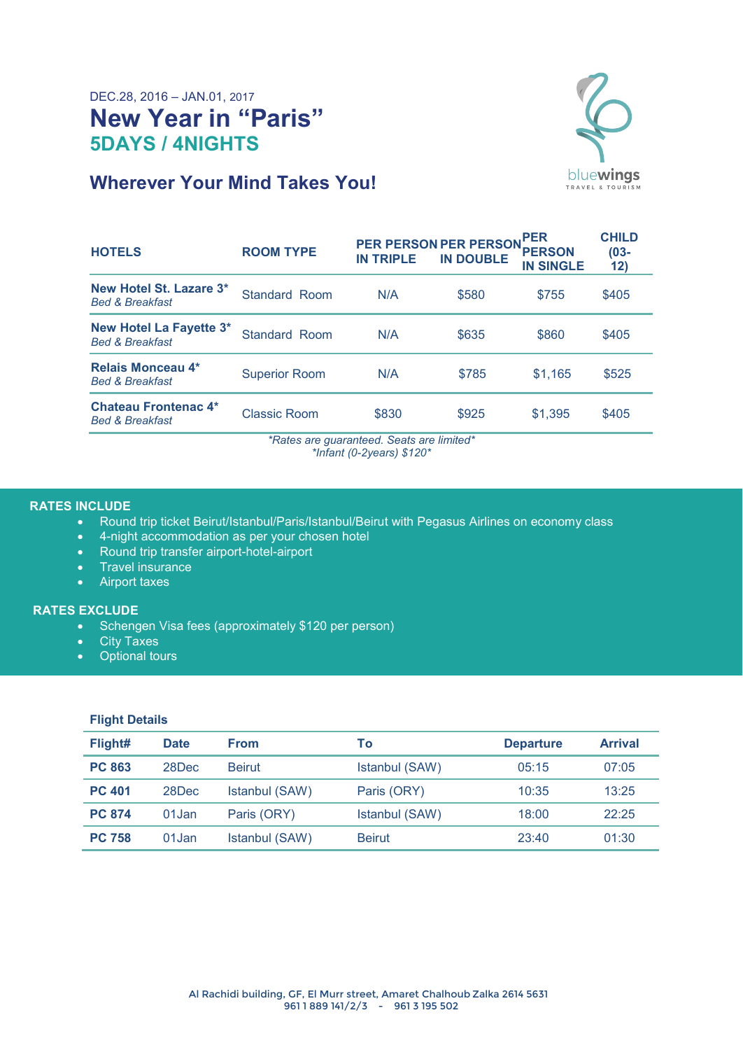DEC.28, 2016 – JAN.01, 2017

# New Year in "Paris"

## 5DAYS / 4NIGHTS

bluewings TRAVEL & TOURISM

## Wherever Your Mind Takes You!

| HOTELS | ROOM TYPE | PER PERSON IN TRIPLE | PER PERSON IN DOUBLE | PER PERSON IN SINGLE | CHILD (03-12) |
|---|---|---|---|---|---|
| **New Hotel St. Lazare 3*** *Bed & Breakfast* | Standard Room | N/A | $580 | $755 | $405 |
| **New Hotel La Fayette 3*** *Bed & Breakfast* | Standard Room | N/A | $635 | $860 | $405 |
| **Relais Monceau 4*** *Bed & Breakfast* | Superior Room | N/A | $785 | $1,165 | $525 |
| **Chateau Frontenac 4*** *Bed & Breakfast* | Classic Room | $830 | $925 | $1,395 | $405 |

*Rates are guaranteed. Seats are limited*

*Infant (0-2years) $120*

**RATES INCLUDE**

- Round trip ticket Beirut/Istanbul/Paris/Istanbul/Beirut with Pegasus Airlines on economy class
- 4-night accommodation as per your chosen hotel
- Round trip transfer airport-hotel-airport
- Travel insurance
- Airport taxes

**RATES EXCLUDE**

- Schengen Visa fees (approximately $120 per person)
- City Taxes
- Optional tours

**Flight Details**

| Flight# | Date | From | To | Departure | Arrival |
|---|---|---|---|---|---|
| **PC 863** | 28Dec | Beirut | Istanbul (SAW) | 05:15 | 07:05 |
| **PC 401** | 28Dec | Istanbul (SAW) | Paris (ORY) | 10:35 | 13:25 |
| **PC 874** | 01Jan | Paris (ORY) | Istanbul (SAW) | 18:00 | 22:25 |
| **PC 758** | 01Jan | Istanbul (SAW) | Beirut | 23:40 | 01:30 |

Al Rachidi building, GF, El Murr street, Amaret Chalhoub Zalka 2614 5631
961 1 889 141/2/3 - 961 3 195 502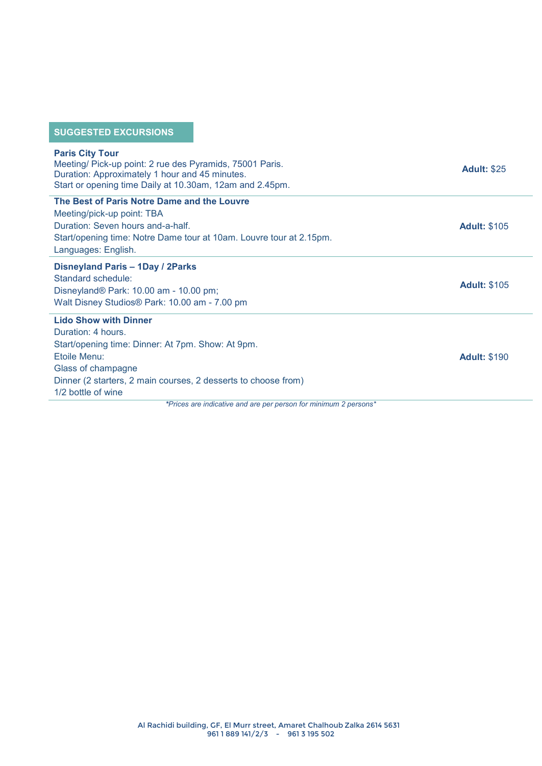## SUGGESTED EXCURSIONS

| | |
|---|---|
| **Paris City Tour**<br>Meeting/ Pick-up point: 2 rue des Pyramids, 75001 Paris.<br>Duration: Approximately 1 hour and 45 minutes.<br>Start or opening time Daily at 10.30am, 12am and 2.45pm. | **Adult:** $25 |
| **The Best of Paris Notre Dame and the Louvre**<br>Meeting/pick-up point: TBA<br>Duration: Seven hours and-a-half.<br>Start/opening time: Notre Dame tour at 10am. Louvre tour at 2.15pm.<br>Languages: English. | **Adult:** $105 |
| **Disneyland Paris – 1Day / 2Parks**<br>Standard schedule:<br>Disneyland® Park: 10.00 am - 10.00 pm;<br>Walt Disney Studios® Park: 10.00 am - 7.00 pm | **Adult:** $105 |
| **Lido Show with Dinner**<br>Duration: 4 hours.<br>Start/opening time: Dinner: At 7pm. Show: At 9pm.<br>Etoile Menu:<br>Glass of champagne<br>Dinner (2 starters, 2 main courses, 2 desserts to choose from)<br>1/2 bottle of wine | **Adult:** $190 |

*\*Prices are indicative and are per person for minimum 2 persons\**

Al Rachidi building, GF, El Murr street, Amaret Chalhoub Zalka 2614 5631
961 1 889 141/2/3 - 961 3 195 502